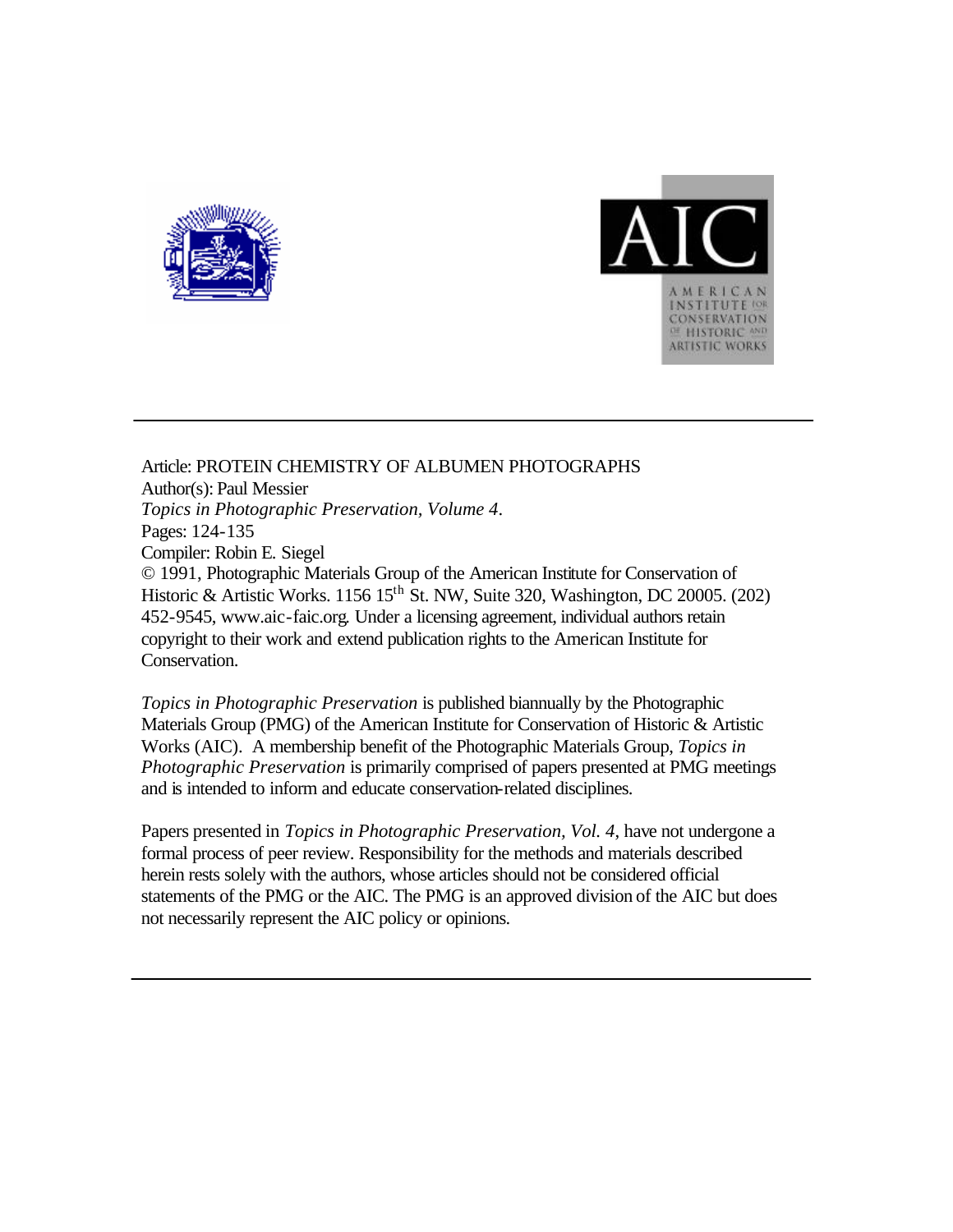Article: PROTEIN CHEMISTRY OF ALBUMEN PHOTOGRAPHS
Author(s): Paul Messier
*Topics in Photographic Preservation, Volume 4*.
Pages: 124-135
Compiler: Robin E. Siegel
© 1991, Photographic Materials Group of the American Institute for Conservation of Historic & Artistic Works. 1156 15th St. NW, Suite 320, Washington, DC 20005. (202) 452-9545, www.aic-faic.org. Under a licensing agreement, individual authors retain copyright to their work and extend publication rights to the American Institute for Conservation.

*Topics in Photographic Preservation* is published biannually by the Photographic Materials Group (PMG) of the American Institute for Conservation of Historic & Artistic Works (AIC). A membership benefit of the Photographic Materials Group, *Topics in Photographic Preservation* is primarily comprised of papers presented at PMG meetings and is intended to inform and educate conservation-related disciplines.

Papers presented in *Topics in Photographic Preservation, Vol. 4*, have not undergone a formal process of peer review. Responsibility for the methods and materials described herein rests solely with the authors, whose articles should not be considered official statements of the PMG or the AIC. The PMG is an approved division of the AIC but does not necessarily represent the AIC policy or opinions.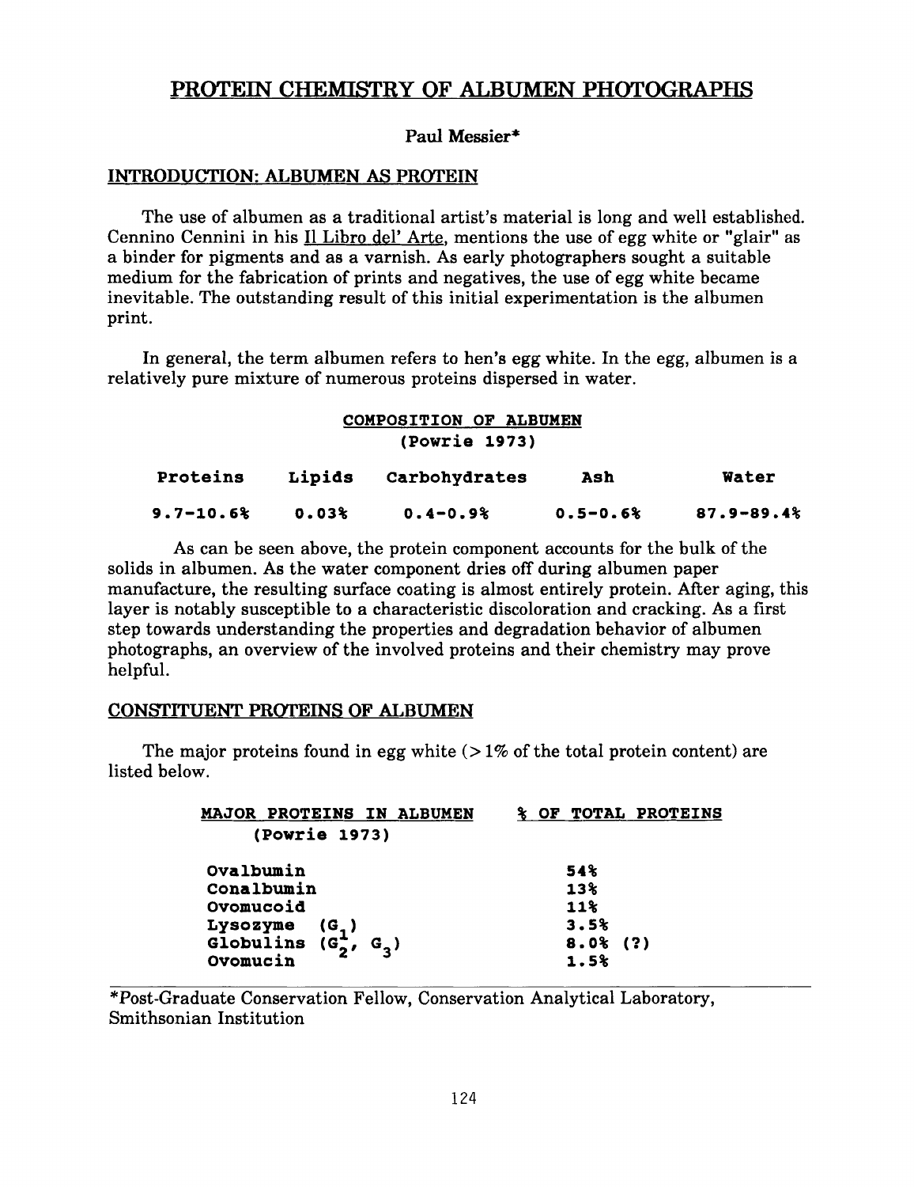# PROTEIN CHEMISTRY OF ALBUMEN PHOTOGRAPHS

**Paul Messier***

## INTRODUCTION: ALBUMEN AS PROTEIN

The use of albumen as a traditional artist's material is long and well established. Cennino Cennini in his Il Libro del' Arte, mentions the use of egg white or "glair" as a binder for pigments and as a varnish. As early photographers sought a suitable medium for the fabrication of prints and negatives, the use of egg white became inevitable. The outstanding result of this initial experimentation is the albumen print.

In general, the term albumen refers to hen's egg white. In the egg, albumen is a relatively pure mixture of numerous proteins dispersed in water.

**COMPOSITION OF ALBUMEN (Powrie 1973)**

| Proteins | Lipids | Carbohydrates | Ash | Water |
|---|---|---|---|---|
| 9.7-10.6% | 0.03% | 0.4-0.9% | 0.5-0.6% | 87.9-89.4% |

As can be seen above, the protein component accounts for the bulk of the solids in albumen. As the water component dries off during albumen paper manufacture, the resulting surface coating is almost entirely protein. After aging, this layer is notably susceptible to a characteristic discoloration and cracking. As a first step towards understanding the properties and degradation behavior of albumen photographs, an overview of the involved proteins and their chemistry may prove helpful.

## CONSTITUENT PROTEINS OF ALBUMEN

The major proteins found in egg white (> 1% of the total protein content) are listed below.

| MAJOR PROTEINS IN ALBUMEN (Powrie 1973) | % OF TOTAL PROTEINS |
|---|---|
| Ovalbumin | 54% |
| Conalbumin | 13% |
| Ovomucoid | 11% |
| Lysozyme ($G_1$) | 3.5% |
| Globulins ($G_2$, $G_3$) | 8.0% (?) |
| Ovomucin | 1.5% |

*Post-Graduate Conservation Fellow, Conservation Analytical Laboratory, Smithsonian Institution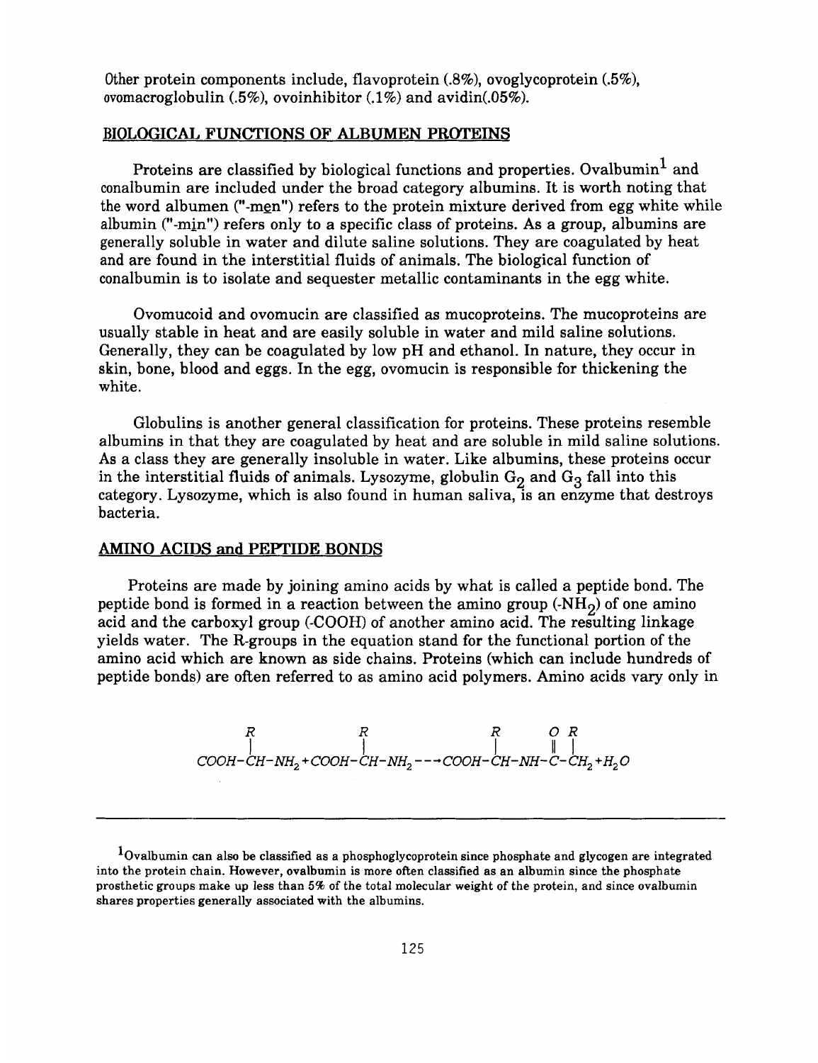Other protein components include, flavoprotein (.8%), ovoglycoprotein (.5%), ovomacroglobulin (.5%), ovoinhibitor (.1%) and avidin(.05%).

## BIOLOGICAL FUNCTIONS OF ALBUMEN PROTEINS

Proteins are classified by biological functions and properties. Ovalbumin[1] and conalbumin are included under the broad category albumins. It is worth noting that the word albumen ("-men") refers to the protein mixture derived from egg white while albumin ("-min") refers only to a specific class of proteins. As a group, albumins are generally soluble in water and dilute saline solutions. They are coagulated by heat and are found in the interstitial fluids of animals. The biological function of conalbumin is to isolate and sequester metallic contaminants in the egg white.

Ovomucoid and ovomucin are classified as mucoproteins. The mucoproteins are usually stable in heat and are easily soluble in water and mild saline solutions. Generally, they can be coagulated by low pH and ethanol. In nature, they occur in skin, bone, blood and eggs. In the egg, ovomucin is responsible for thickening the white.

Globulins is another general classification for proteins. These proteins resemble albumins in that they are coagulated by heat and are soluble in mild saline solutions. As a class they are generally insoluble in water. Like albumins, these proteins occur in the interstitial fluids of animals. Lysozyme, globulin $G_2$ and $G_3$ fall into this category. Lysozyme, which is also found in human saliva, is an enzyme that destroys bacteria.

## AMINO ACIDS and PEPTIDE BONDS

Proteins are made by joining amino acids by what is called a peptide bond. The peptide bond is formed in a reaction between the amino group ($-NH_2$) of one amino acid and the carboxyl group ($-COOH$) of another amino acid. The resulting linkage yields water. The R-groups in the equation stand for the functional portion of the amino acid which are known as side chains. Proteins (which can include hundreds of peptide bonds) are often referred to as amino acid polymers. Amino acids vary only in

$$COOH-\underset{|}{\overset{R}{C}}H-NH_2 + COOH-\underset{|}{\overset{R}{C}}H-NH_2 \longrightarrow COOH-\overset{R}{\overset{|}{C}}H-NH-\overset{O}{\overset{\|}{C}}-\overset{R}{\overset{|}{C}}H_2 + H_2O$$

[1] Ovalbumin can also be classified as a phosphoglycoprotein since phosphate and glycogen are integrated into the protein chain. However, ovalbumin is more often classified as an albumin since the phosphate prosthetic groups make up less than 5% of the total molecular weight of the protein, and since ovalbumin shares properties generally associated with the albumins.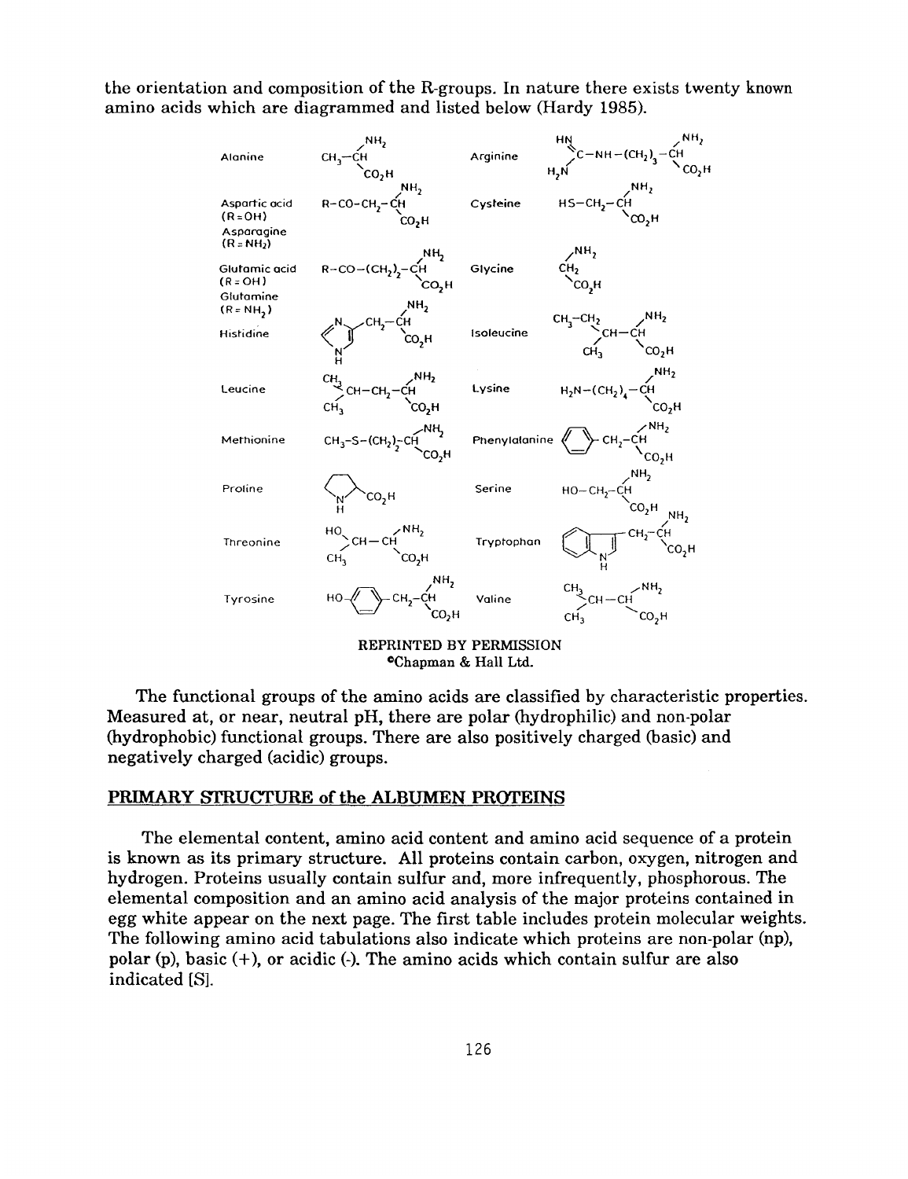the orientation and composition of the R-groups. In nature there exists twenty known amino acids which are diagrammed and listed below (Hardy 1985).

| Amino acid | Structure | Amino acid | Structure |
|---|---|---|---|
| Alonine | $CH_3-CH(NH_2)CO_2H$ | Arginine | $HN=C(H_2N)-NH-(CH_2)_3-CH(NH_2)CO_2H$ |
| Aspartic acid (R = OH) Asparagine (R = $NH_2$) | $R-CO-CH_2-CH(NH_2)CO_2H$ | Cysteine | $HS-CH_2-CH(NH_2)CO_2H$ |
| Glutamic acid (R = OH) Glutamine (R = $NH_2$) | $R-CO-(CH_2)_2-CH(NH_2)CO_2H$ | Glycine | $CH_2(NH_2)CO_2H$ |
| Histidine | (imidazole ring)$-CH_2-CH(NH_2)CO_2H$ | Isoleucine | $CH_3-CH_2(CH_3)CH-CH(NH_2)CO_2H$ |
| Leucine | $(CH_3)_2CH-CH_2-CH(NH_2)CO_2H$ | Lysine | $H_2N-(CH_2)_4-CH(NH_2)CO_2H$ |
| Methionine | $CH_3-S-(CH_2)_2-CH(NH_2)CO_2H$ | Phenylalanine | (benzene ring)$-CH_2-CH(NH_2)CO_2H$ |
| Proline | (pyrrolidine ring, N–H)$-CO_2H$ | Serine | $HO-CH_2-CH(NH_2)CO_2H$ |
| Threonine | $HO(CH_3)CH-CH(NH_2)CO_2H$ | Tryptophan | (indole ring, N–H)$-CH_2-CH(NH_2)CO_2H$ |
| Tyrosine | $HO-$(benzene ring)$-CH_2-CH(NH_2)CO_2H$ | Valine | $(CH_3)_2CH-CH(NH_2)CO_2H$ |

REPRINTED BY PERMISSION
©Chapman & Hall Ltd.

The functional groups of the amino acids are classified by characteristic properties. Measured at, or near, neutral pH, there are polar (hydrophilic) and non-polar (hydrophobic) functional groups. There are also positively charged (basic) and negatively charged (acidic) groups.

## PRIMARY STRUCTURE of the ALBUMEN PROTEINS

The elemental content, amino acid content and amino acid sequence of a protein is known as its primary structure. All proteins contain carbon, oxygen, nitrogen and hydrogen. Proteins usually contain sulfur and, more infrequently, phosphorous. The elemental composition and an amino acid analysis of the major proteins contained in egg white appear on the next page. The first table includes protein molecular weights. The following amino acid tabulations also indicate which proteins are non-polar (np), polar (p), basic (+), or acidic (-). The amino acids which contain sulfur are also indicated [S].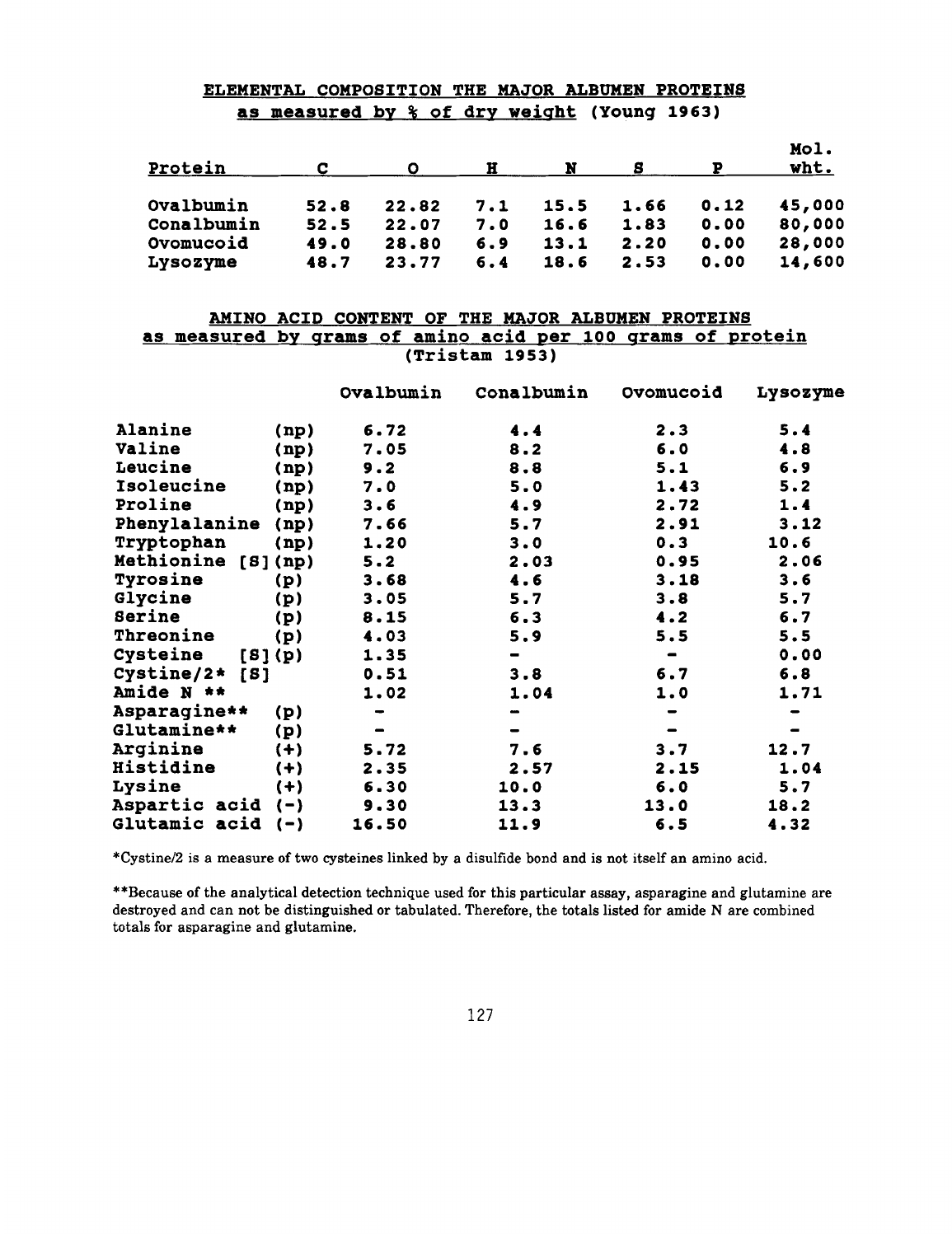## ELEMENTAL COMPOSITION THE MAJOR ALBUMEN PROTEINS as measured by % of dry weight (Young 1963)

| Protein | C | O | H | N | S | P | Mol. wht. |
|---|---|---|---|---|---|---|---|
| Ovalbumin | 52.8 | 22.82 | 7.1 | 15.5 | 1.66 | 0.12 | 45,000 |
| Conalbumin | 52.5 | 22.07 | 7.0 | 16.6 | 1.83 | 0.00 | 80,000 |
| Ovomucoid | 49.0 | 28.80 | 6.9 | 13.1 | 2.20 | 0.00 | 28,000 |
| Lysozyme | 48.7 | 23.77 | 6.4 | 18.6 | 2.53 | 0.00 | 14,600 |

## AMINO ACID CONTENT OF THE MAJOR ALBUMEN PROTEINS as measured by grams of amino acid per 100 grams of protein (Tristam 1953)

| | | Ovalbumin | Conalbumin | Ovomucoid | Lysozyme |
|---|---|---|---|---|---|
| Alanine | (np) | 6.72 | 4.4 | 2.3 | 5.4 |
| Valine | (np) | 7.05 | 8.2 | 6.0 | 4.8 |
| Leucine | (np) | 9.2 | 8.8 | 5.1 | 6.9 |
| Isoleucine | (np) | 7.0 | 5.0 | 1.43 | 5.2 |
| Proline | (np) | 3.6 | 4.9 | 2.72 | 1.4 |
| Phenylalanine | (np) | 7.66 | 5.7 | 2.91 | 3.12 |
| Tryptophan | (np) | 1.20 | 3.0 | 0.3 | 10.6 |
| Methionine [S] | (np) | 5.2 | 2.03 | 0.95 | 2.06 |
| Tyrosine | (p) | 3.68 | 4.6 | 3.18 | 3.6 |
| Glycine | (p) | 3.05 | 5.7 | 3.8 | 5.7 |
| Serine | (p) | 8.15 | 6.3 | 4.2 | 6.7 |
| Threonine | (p) | 4.03 | 5.9 | 5.5 | 5.5 |
| Cysteine [S] | (p) | 1.35 | - | - | 0.00 |
| Cystine/2* [S] | | 0.51 | 3.8 | 6.7 | 6.8 |
| Amide N ** | | 1.02 | 1.04 | 1.0 | 1.71 |
| Asparagine** | (p) | - | - | - | - |
| Glutamine** | (p) | - | - | - | - |
| Arginine | (+) | 5.72 | 7.6 | 3.7 | 12.7 |
| Histidine | (+) | 2.35 | 2.57 | 2.15 | 1.04 |
| Lysine | (+) | 6.30 | 10.0 | 6.0 | 5.7 |
| Aspartic acid | (-) | 9.30 | 13.3 | 13.0 | 18.2 |
| Glutamic acid | (-) | 16.50 | 11.9 | 6.5 | 4.32 |

*Cystine/2 is a measure of two cysteines linked by a disulfide bond and is not itself an amino acid.

**Because of the analytical detection technique used for this particular assay, asparagine and glutamine are destroyed and can not be distinguished or tabulated. Therefore, the totals listed for amide N are combined totals for asparagine and glutamine.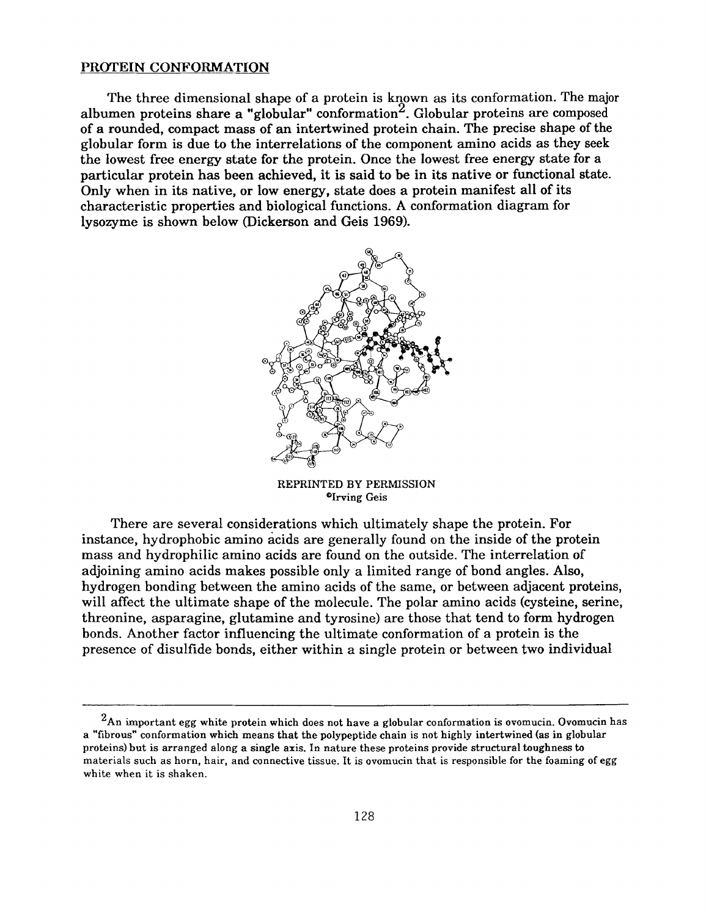PROTEIN CONFORMATION

The three dimensional shape of a protein is known as its conformation. The major albumen proteins share a "globular" conformation[2]. Globular proteins are composed of a rounded, compact mass of an intertwined protein chain. The precise shape of the globular form is due to the interrelations of the component amino acids as they seek the lowest free energy state for the protein. Once the lowest free energy state for a particular protein has been achieved, it is said to be in its native or functional state. Only when in its native, or low energy, state does a protein manifest all of its characteristic properties and biological functions. A conformation diagram for lysozyme is shown below (Dickerson and Geis 1969).

REPRINTED BY PERMISSION
©Irving Geis

There are several considerations which ultimately shape the protein. For instance, hydrophobic amino acids are generally found on the inside of the protein mass and hydrophilic amino acids are found on the outside. The interrelation of adjoining amino acids makes possible only a limited range of bond angles. Also, hydrogen bonding between the amino acids of the same, or between adjacent proteins, will affect the ultimate shape of the molecule. The polar amino acids (cysteine, serine, threonine, asparagine, glutamine and tyrosine) are those that tend to form hydrogen bonds. Another factor influencing the ultimate conformation of a protein is the presence of disulfide bonds, either within a single protein or between two individual

---

[2] An important egg white protein which does not have a globular conformation is ovomucin. Ovomucin has a "fibrous" conformation which means that the polypeptide chain is not highly intertwined (as in globular proteins) but is arranged along a single axis. In nature these proteins provide structural toughness to materials such as horn, hair, and connective tissue. It is ovomucin that is responsible for the foaming of egg white when it is shaken.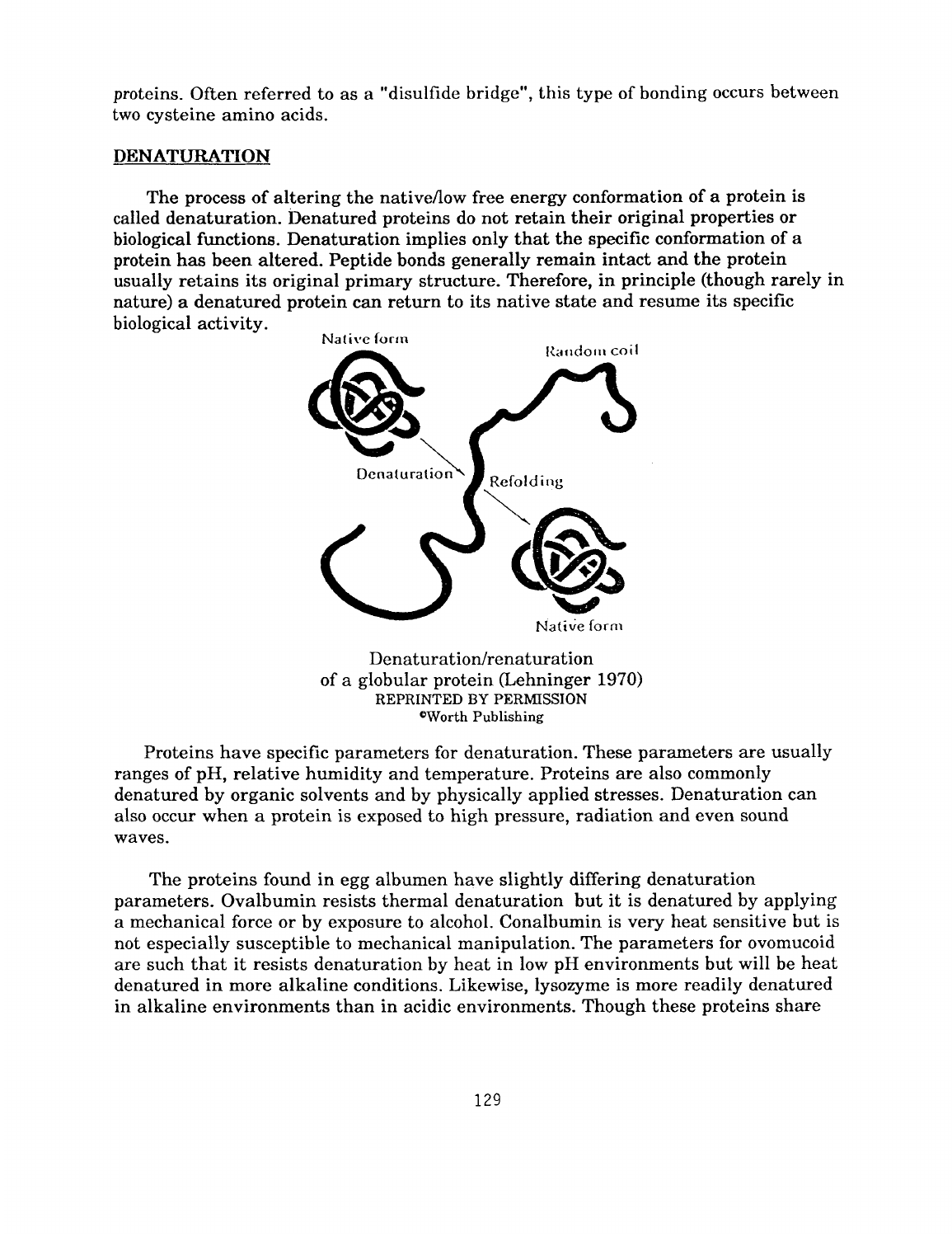proteins. Often referred to as a "disulfide bridge", this type of bonding occurs between two cysteine amino acids.

## DENATURATION

The process of altering the native/low free energy conformation of a protein is called denaturation. Denatured proteins do not retain their original properties or biological functions. Denaturation implies only that the specific conformation of a protein has been altered. Peptide bonds generally remain intact and the protein usually retains its original primary structure. Therefore, in principle (though rarely in nature) a denatured protein can return to its native state and resume its specific biological activity.

Denaturation/renaturation
of a globular protein (Lehninger 1970)
REPRINTED BY PERMISSION
©Worth Publishing

Proteins have specific parameters for denaturation. These parameters are usually ranges of pH, relative humidity and temperature. Proteins are also commonly denatured by organic solvents and by physically applied stresses. Denaturation can also occur when a protein is exposed to high pressure, radiation and even sound waves.

The proteins found in egg albumen have slightly differing denaturation parameters. Ovalbumin resists thermal denaturation but it is denatured by applying a mechanical force or by exposure to alcohol. Conalbumin is very heat sensitive but is not especially susceptible to mechanical manipulation. The parameters for ovomucoid are such that it resists denaturation by heat in low pH environments but will be heat denatured in more alkaline conditions. Likewise, lysozyme is more readily denatured in alkaline environments than in acidic environments. Though these proteins share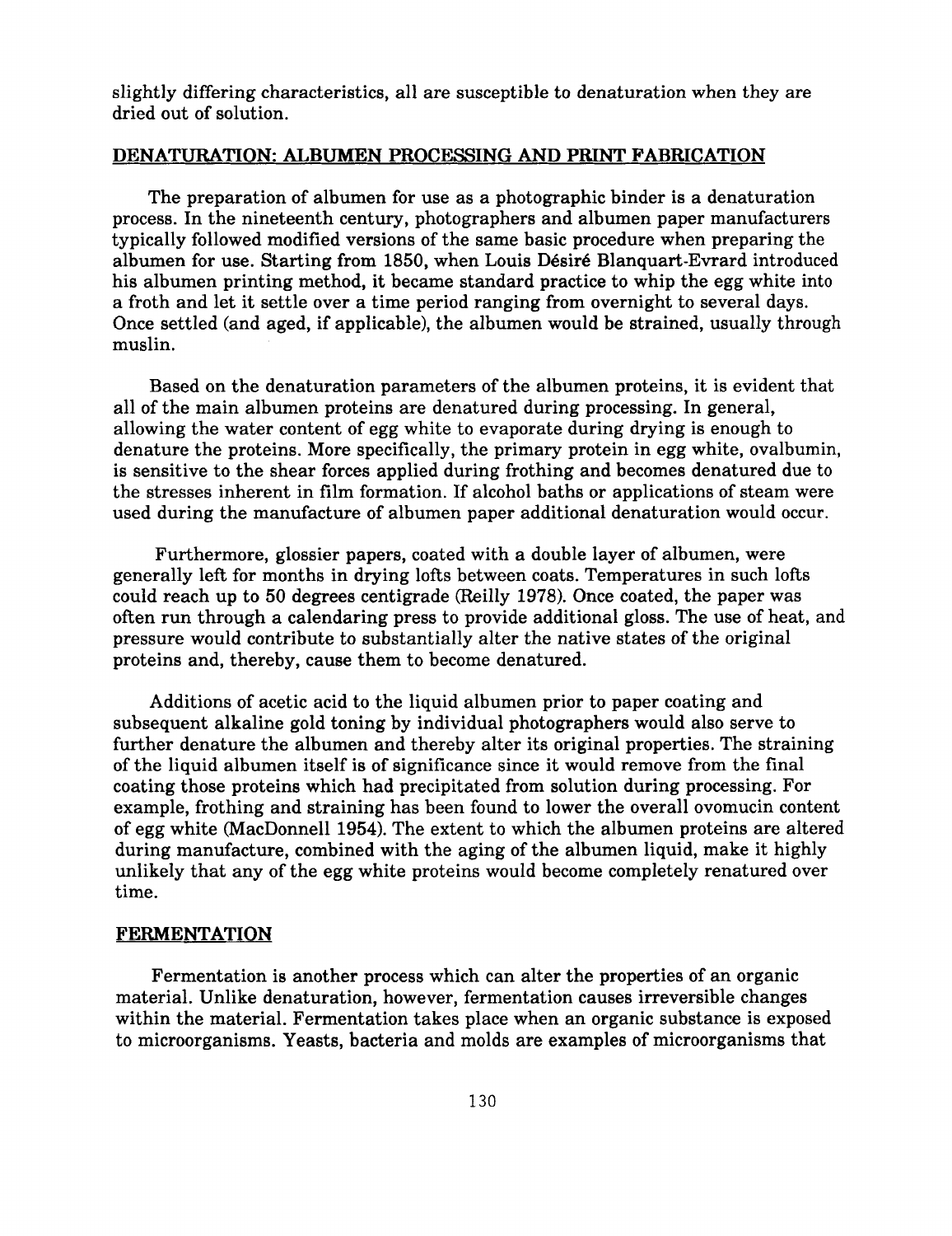slightly differing characteristics, all are susceptible to denaturation when they are dried out of solution.

## DENATURATION: ALBUMEN PROCESSING AND PRINT FABRICATION

The preparation of albumen for use as a photographic binder is a denaturation process. In the nineteenth century, photographers and albumen paper manufacturers typically followed modified versions of the same basic procedure when preparing the albumen for use. Starting from 1850, when Louis Désiré Blanquart-Evrard introduced his albumen printing method, it became standard practice to whip the egg white into a froth and let it settle over a time period ranging from overnight to several days. Once settled (and aged, if applicable), the albumen would be strained, usually through muslin.

Based on the denaturation parameters of the albumen proteins, it is evident that all of the main albumen proteins are denatured during processing. In general, allowing the water content of egg white to evaporate during drying is enough to denature the proteins. More specifically, the primary protein in egg white, ovalbumin, is sensitive to the shear forces applied during frothing and becomes denatured due to the stresses inherent in film formation. If alcohol baths or applications of steam were used during the manufacture of albumen paper additional denaturation would occur.

Furthermore, glossier papers, coated with a double layer of albumen, were generally left for months in drying lofts between coats. Temperatures in such lofts could reach up to 50 degrees centigrade (Reilly 1978). Once coated, the paper was often run through a calendaring press to provide additional gloss. The use of heat, and pressure would contribute to substantially alter the native states of the original proteins and, thereby, cause them to become denatured.

Additions of acetic acid to the liquid albumen prior to paper coating and subsequent alkaline gold toning by individual photographers would also serve to further denature the albumen and thereby alter its original properties. The straining of the liquid albumen itself is of significance since it would remove from the final coating those proteins which had precipitated from solution during processing. For example, frothing and straining has been found to lower the overall ovomucin content of egg white (MacDonnell 1954). The extent to which the albumen proteins are altered during manufacture, combined with the aging of the albumen liquid, make it highly unlikely that any of the egg white proteins would become completely renatured over time.

## FERMENTATION

Fermentation is another process which can alter the properties of an organic material. Unlike denaturation, however, fermentation causes irreversible changes within the material. Fermentation takes place when an organic substance is exposed to microorganisms. Yeasts, bacteria and molds are examples of microorganisms that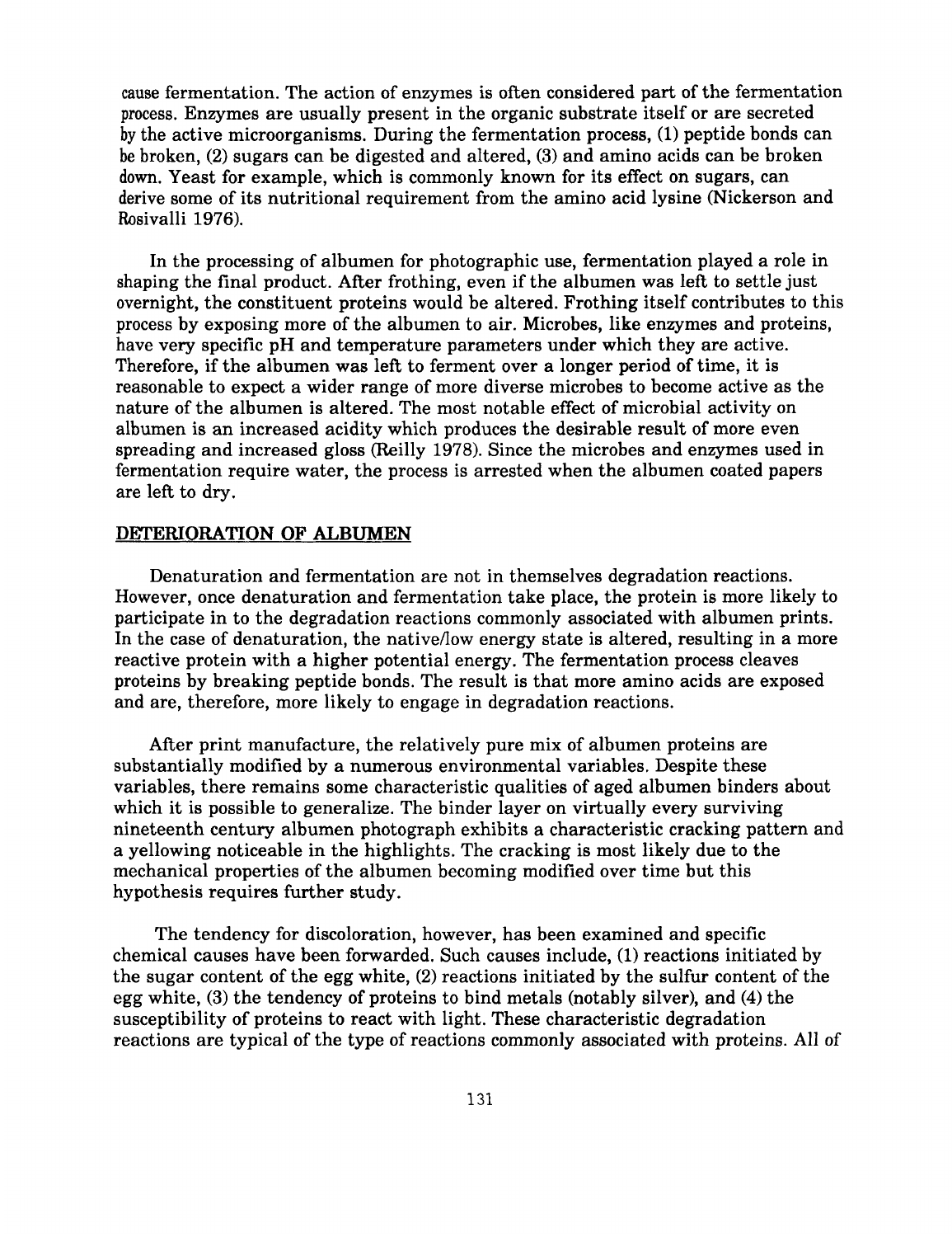cause fermentation. The action of enzymes is often considered part of the fermentation process. Enzymes are usually present in the organic substrate itself or are secreted by the active microorganisms. During the fermentation process, (1) peptide bonds can be broken, (2) sugars can be digested and altered, (3) and amino acids can be broken down. Yeast for example, which is commonly known for its effect on sugars, can derive some of its nutritional requirement from the amino acid lysine (Nickerson and Rosivalli 1976).

In the processing of albumen for photographic use, fermentation played a role in shaping the final product. After frothing, even if the albumen was left to settle just overnight, the constituent proteins would be altered. Frothing itself contributes to this process by exposing more of the albumen to air. Microbes, like enzymes and proteins, have very specific pH and temperature parameters under which they are active. Therefore, if the albumen was left to ferment over a longer period of time, it is reasonable to expect a wider range of more diverse microbes to become active as the nature of the albumen is altered. The most notable effect of microbial activity on albumen is an increased acidity which produces the desirable result of more even spreading and increased gloss (Reilly 1978). Since the microbes and enzymes used in fermentation require water, the process is arrested when the albumen coated papers are left to dry.

## DETERIORATION OF ALBUMEN

Denaturation and fermentation are not in themselves degradation reactions. However, once denaturation and fermentation take place, the protein is more likely to participate in to the degradation reactions commonly associated with albumen prints. In the case of denaturation, the native/low energy state is altered, resulting in a more reactive protein with a higher potential energy. The fermentation process cleaves proteins by breaking peptide bonds. The result is that more amino acids are exposed and are, therefore, more likely to engage in degradation reactions.

After print manufacture, the relatively pure mix of albumen proteins are substantially modified by a numerous environmental variables. Despite these variables, there remains some characteristic qualities of aged albumen binders about which it is possible to generalize. The binder layer on virtually every surviving nineteenth century albumen photograph exhibits a characteristic cracking pattern and a yellowing noticeable in the highlights. The cracking is most likely due to the mechanical properties of the albumen becoming modified over time but this hypothesis requires further study.

The tendency for discoloration, however, has been examined and specific chemical causes have been forwarded. Such causes include, (1) reactions initiated by the sugar content of the egg white, (2) reactions initiated by the sulfur content of the egg white, (3) the tendency of proteins to bind metals (notably silver), and (4) the susceptibility of proteins to react with light. These characteristic degradation reactions are typical of the type of reactions commonly associated with proteins. All of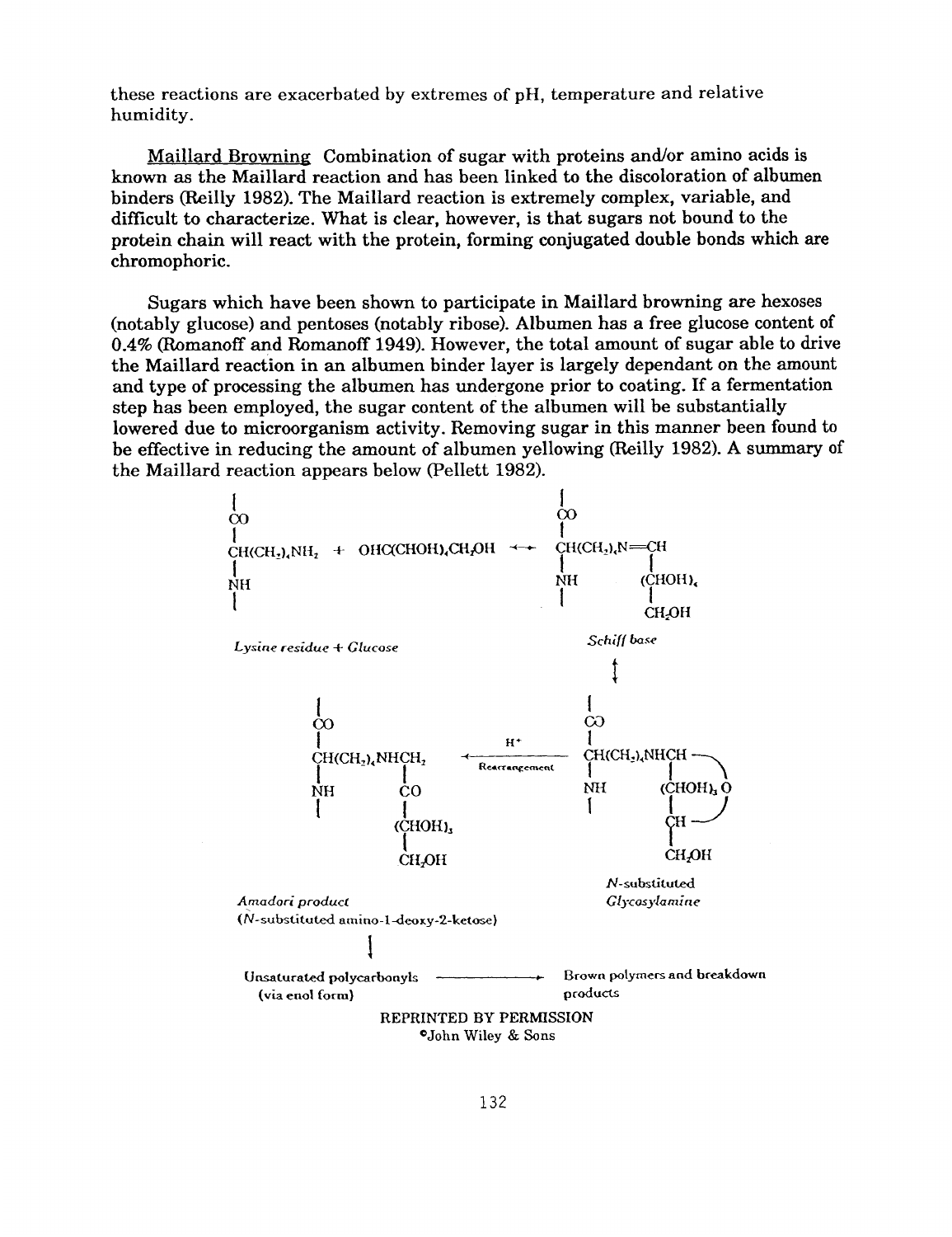these reactions are exacerbated by extremes of pH, temperature and relative humidity.

<u>Maillard Browning</u> Combination of sugar with proteins and/or amino acids is known as the Maillard reaction and has been linked to the discoloration of albumen binders (Reilly 1982). The Maillard reaction is extremely complex, variable, and difficult to characterize. What is clear, however, is that sugars not bound to the protein chain will react with the protein, forming conjugated double bonds which are chromophoric.

Sugars which have been shown to participate in Maillard browning are hexoses (notably glucose) and pentoses (notably ribose). Albumen has a free glucose content of 0.4% (Romanoff and Romanoff 1949). However, the total amount of sugar able to drive the Maillard reaction in an albumen binder layer is largely dependant on the amount and type of processing the albumen has undergone prior to coating. If a fermentation step has been employed, the sugar content of the albumen will be substantially lowered due to microorganism activity. Removing sugar in this manner been found to be effective in reducing the amount of albumen yellowing (Reilly 1982). A summary of the Maillard reaction appears below (Pellett 1982).

$$\underset{\textit{Lysine residue + Glucose}}{-CO-CH(CH_2)_4NH_2-NH- \;+\; OHC(CHOH)_4CH_2OH} \;\rightleftharpoons\; \underset{\textit{Schiff base}}{-CO-CH(CH_2)_4N{=}CH(CHOH)_4CH_2OH\;(-NH-)}$$

$$\updownarrow$$

$$\underset{\textit{Amadori product (N-substituted amino-1-deoxy-2-ketose)}}{-CO-CH(CH_2)_4NHCH_2-CO-(CHOH)_3-CH_2OH\;(-NH-)} \;\xleftarrow[\text{Rearrangement}]{H^+}\; \underset{\textit{N-substituted Glycosylamine}}{-CO-CH(CH_2)_4NHCH-(CHOH)_3-CH(-O-)-CH_2OH\;(-NH-)}$$

$$\downarrow$$

Unsaturated polycarbonyls (via enol form) ⟶ Brown polymers and breakdown products

REPRINTED BY PERMISSION
©John Wiley & Sons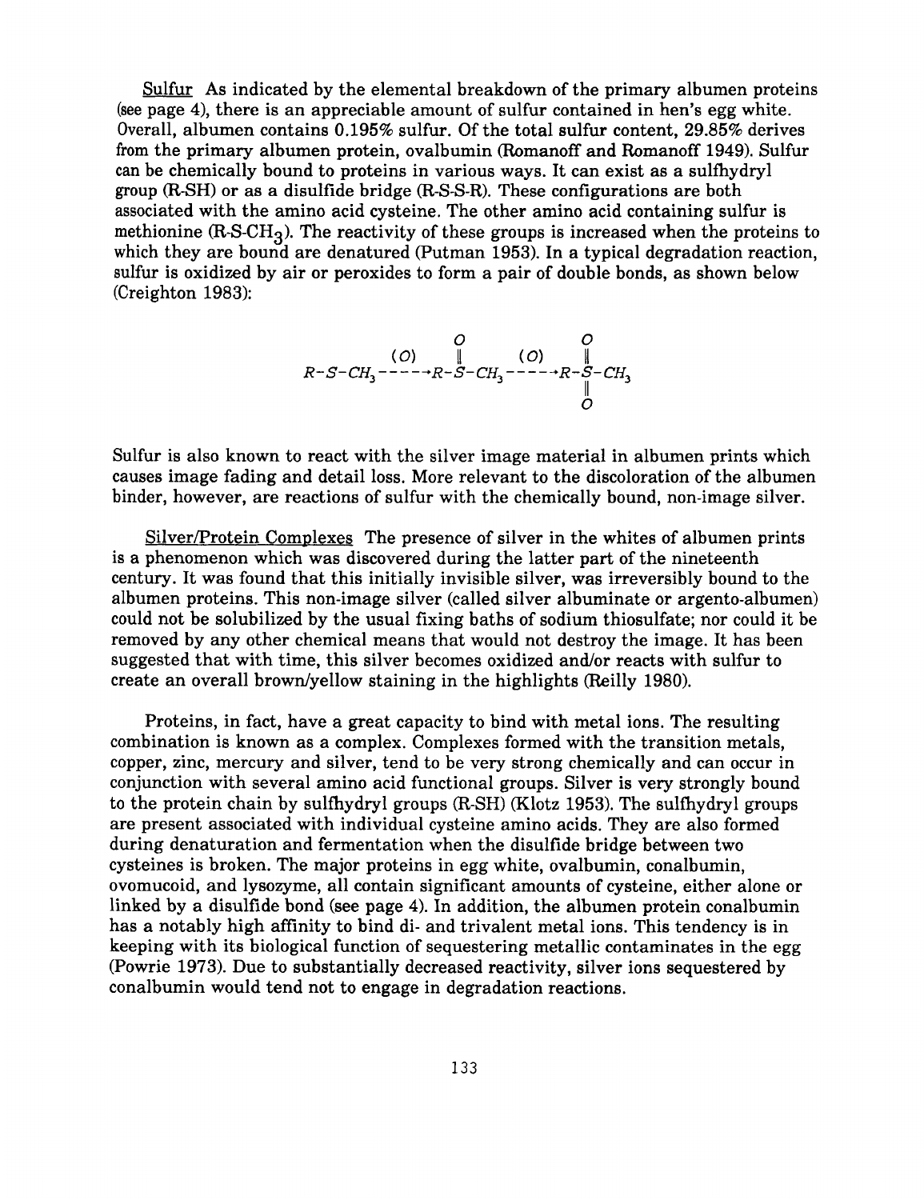Sulfur As indicated by the elemental breakdown of the primary albumen proteins (see page 4), there is an appreciable amount of sulfur contained in hen's egg white. Overall, albumen contains 0.195% sulfur. Of the total sulfur content, 29.85% derives from the primary albumen protein, ovalbumin (Romanoff and Romanoff 1949). Sulfur can be chemically bound to proteins in various ways. It can exist as a sulfhydryl group (R-SH) or as a disulfide bridge (R-S-S-R). These configurations are both associated with the amino acid cysteine. The other amino acid containing sulfur is methionine (R-S-$CH_3$). The reactivity of these groups is increased when the proteins to which they are bound are denatured (Putman 1953). In a typical degradation reaction, sulfur is oxidized by air or peroxides to form a pair of double bonds, as shown below (Creighton 1983):

$$R-S-CH_3 \xrightarrow{(O)} R-\overset{\overset{O}{\|}}{S}-CH_3 \xrightarrow{(O)} R-\underset{\underset{O}{\|}}{\overset{\overset{O}{\|}}{S}}-CH_3$$

Sulfur is also known to react with the silver image material in albumen prints which causes image fading and detail loss. More relevant to the discoloration of the albumen binder, however, are reactions of sulfur with the chemically bound, non-image silver.

Silver/Protein Complexes The presence of silver in the whites of albumen prints is a phenomenon which was discovered during the latter part of the nineteenth century. It was found that this initially invisible silver, was irreversibly bound to the albumen proteins. This non-image silver (called silver albuminate or argento-albumen) could not be solubilized by the usual fixing baths of sodium thiosulfate; nor could it be removed by any other chemical means that would not destroy the image. It has been suggested that with time, this silver becomes oxidized and/or reacts with sulfur to create an overall brown/yellow staining in the highlights (Reilly 1980).

Proteins, in fact, have a great capacity to bind with metal ions. The resulting combination is known as a complex. Complexes formed with the transition metals, copper, zinc, mercury and silver, tend to be very strong chemically and can occur in conjunction with several amino acid functional groups. Silver is very strongly bound to the protein chain by sulfhydryl groups (R-SH) (Klotz 1953). The sulfhydryl groups are present associated with individual cysteine amino acids. They are also formed during denaturation and fermentation when the disulfide bridge between two cysteines is broken. The major proteins in egg white, ovalbumin, conalbumin, ovomucoid, and lysozyme, all contain significant amounts of cysteine, either alone or linked by a disulfide bond (see page 4). In addition, the albumen protein conalbumin has a notably high affinity to bind di- and trivalent metal ions. This tendency is in keeping with its biological function of sequestering metallic contaminates in the egg (Powrie 1973). Due to substantially decreased reactivity, silver ions sequestered by conalbumin would tend not to engage in degradation reactions.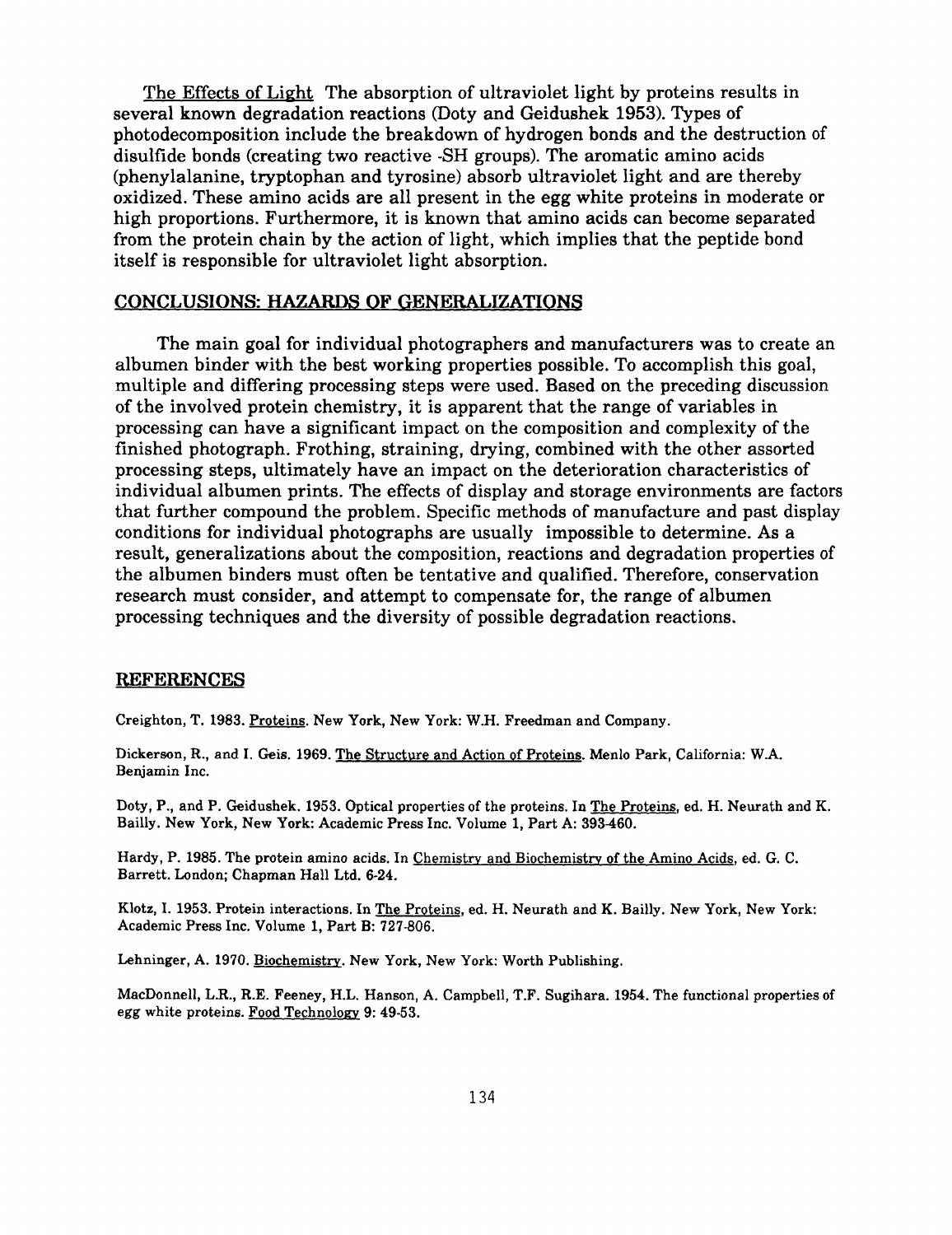The Effects of Light The absorption of ultraviolet light by proteins results in several known degradation reactions (Doty and Geidushek 1953). Types of photodecomposition include the breakdown of hydrogen bonds and the destruction of disulfide bonds (creating two reactive -SH groups). The aromatic amino acids (phenylalanine, tryptophan and tyrosine) absorb ultraviolet light and are thereby oxidized. These amino acids are all present in the egg white proteins in moderate or high proportions. Furthermore, it is known that amino acids can become separated from the protein chain by the action of light, which implies that the peptide bond itself is responsible for ultraviolet light absorption.

## CONCLUSIONS: HAZARDS OF GENERALIZATIONS

The main goal for individual photographers and manufacturers was to create an albumen binder with the best working properties possible. To accomplish this goal, multiple and differing processing steps were used. Based on the preceding discussion of the involved protein chemistry, it is apparent that the range of variables in processing can have a significant impact on the composition and complexity of the finished photograph. Frothing, straining, drying, combined with the other assorted processing steps, ultimately have an impact on the deterioration characteristics of individual albumen prints. The effects of display and storage environments are factors that further compound the problem. Specific methods of manufacture and past display conditions for individual photographs are usually impossible to determine. As a result, generalizations about the composition, reactions and degradation properties of the albumen binders must often be tentative and qualified. Therefore, conservation research must consider, and attempt to compensate for, the range of albumen processing techniques and the diversity of possible degradation reactions.

## REFERENCES

Creighton, T. 1983. Proteins. New York, New York: W.H. Freedman and Company.

Dickerson, R., and I. Geis. 1969. The Structure and Action of Proteins. Menlo Park, California: W.A. Benjamin Inc.

Doty, P., and P. Geidushek. 1953. Optical properties of the proteins. In The Proteins, ed. H. Neurath and K. Bailly. New York, New York: Academic Press Inc. Volume 1, Part A: 393-460.

Hardy, P. 1985. The protein amino acids. In Chemistry and Biochemistry of the Amino Acids, ed. G. C. Barrett. London; Chapman Hall Ltd. 6-24.

Klotz, I. 1953. Protein interactions. In The Proteins, ed. H. Neurath and K. Bailly. New York, New York: Academic Press Inc. Volume 1, Part B: 727-806.

Lehninger, A. 1970. Biochemistry. New York, New York: Worth Publishing.

MacDonnell, L.R., R.E. Feeney, H.L. Hanson, A. Campbell, T.F. Sugihara. 1954. The functional properties of egg white proteins. Food Technology 9: 49-53.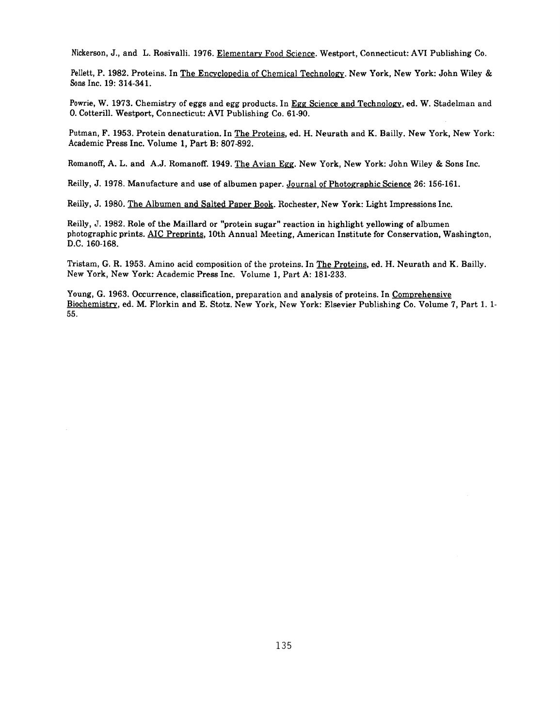Nickerson, J., and L. Rosivalli. 1976. Elementary Food Science. Westport, Connecticut: AVI Publishing Co.

Pellett, P. 1982. Proteins. In The Encyclopedia of Chemical Technology. New York, New York: John Wiley & Sons Inc. 19: 314-341.

Powrie, W. 1973. Chemistry of eggs and egg products. In Egg Science and Technology, ed. W. Stadelman and O. Cotterill. Westport, Connecticut: AVI Publishing Co. 61-90.

Putman, F. 1953. Protein denaturation. In The Proteins, ed. H. Neurath and K. Bailly. New York, New York: Academic Press Inc. Volume 1, Part B: 807-892.

Romanoff, A. L. and A.J. Romanoff. 1949. The Avian Egg. New York, New York: John Wiley & Sons Inc.

Reilly, J. 1978. Manufacture and use of albumen paper. Journal of Photographic Science 26: 156-161.

Reilly, J. 1980. The Albumen and Salted Paper Book. Rochester, New York: Light Impressions Inc.

Reilly, J. 1982. Role of the Maillard or "protein sugar" reaction in highlight yellowing of albumen photographic prints. AIC Preprints, 10th Annual Meeting, American Institute for Conservation, Washington, D.C. 160-168.

Tristam, G. R. 1953. Amino acid composition of the proteins. In The Proteins, ed. H. Neurath and K. Bailly. New York, New York: Academic Press Inc. Volume 1, Part A: 181-233.

Young, G. 1963. Occurrence, classification, preparation and analysis of proteins. In Comprehensive Biochemistry, ed. M. Florkin and E. Stotz. New York, New York: Elsevier Publishing Co. Volume 7, Part 1. 1-55.